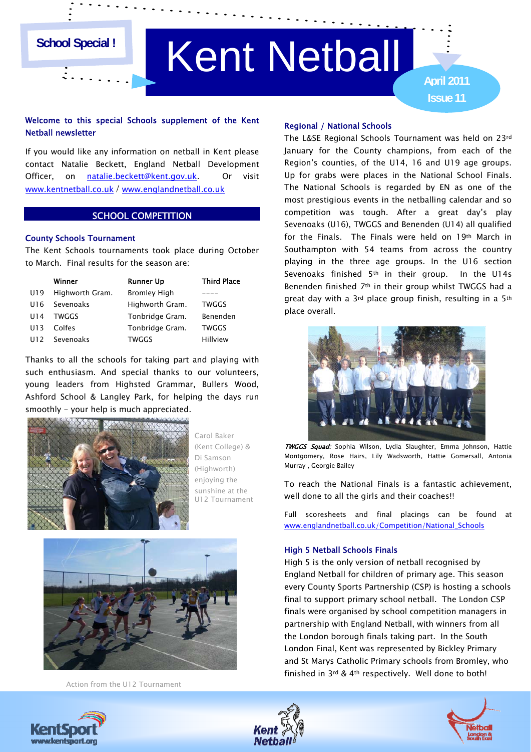School Special !

# Kent Netball

April 2011
Issue 11

**Welcome to this special Schools supplement of the Kent Netball newsletter**

If you would like any information on netball in Kent please contact Natalie Beckett, England Netball Development Officer, on natalie.beckett@kent.gov.uk. Or visit www.kentnetball.co.uk / www.englandnetball.co.uk

## SCHOOL COMPETITION

### County Schools Tournament

The Kent Schools tournaments took place during October to March. Final results for the season are:

| | Winner | Runner Up | Third Place |
|---|---|---|---|
| U19 | Highworth Gram. | Bromley High | ---- |
| U16 | Sevenoaks | Highworth Gram. | TWGGS |
| U14 | TWGGS | Tonbridge Gram. | Benenden |
| U13 | Colfes | Tonbridge Gram. | TWGGS |
| U12 | Sevenoaks | TWGGS | Hillview |

Thanks to all the schools for taking part and playing with such enthusiasm. And special thanks to our volunteers, young leaders from Highsted Grammar, Bullers Wood, Ashford School & Langley Park, for helping the days run smoothly - your help is much appreciated.

Carol Baker (Kent College) & Di Samson (Highworth) enjoying the sunshine at the U12 Tournament

Action from the U12 Tournament

### Regional / National Schools

The L&SE Regional Schools Tournament was held on 23rd January for the County champions, from each of the Region's counties, of the U14, 16 and U19 age groups. Up for grabs were places in the National School Finals. The National Schools is regarded by EN as one of the most prestigious events in the netballing calendar and so competition was tough. After a great day's play Sevenoaks (U16), TWGGS and Benenden (U14) all qualified for the Finals. The Finals were held on 19th March in Southampton with 54 teams from across the country playing in the three age groups. In the U16 section Sevenoaks finished 5th in their group. In the U14s Benenden finished 7th in their group whilst TWGGS had a great day with a 3rd place group finish, resulting in a 5th place overall.

***TWGGS Squad:*** Sophia Wilson, Lydia Slaughter, Emma Johnson, Hattie Montgomery, Rose Hairs, Lily Wadsworth, Hattie Gomersall, Antonia Murray , Georgie Bailey

To reach the National Finals is a fantastic achievement, well done to all the girls and their coaches!!

Full scoresheets and final placings can be found at www.englandnetball.co.uk/Competition/National_Schools

### High 5 Netball Schools Finals

High 5 is the only version of netball recognised by England Netball for children of primary age. This season every County Sports Partnership (CSP) is hosting a schools final to support primary school netball. The London CSP finals were organised by school competition managers in partnership with England Netball, with winners from all the London borough finals taking part. In the South London Final, Kent was represented by Bickley Primary and St Marys Catholic Primary schools from Bromley, who finished in 3rd & 4th respectively. Well done to both!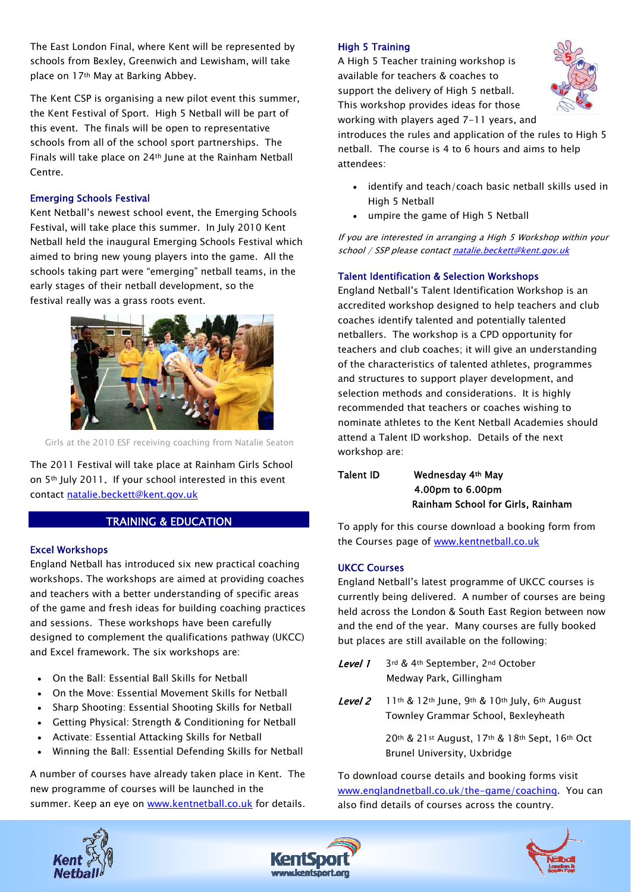The East London Final, where Kent will be represented by schools from Bexley, Greenwich and Lewisham, will take place on 17th May at Barking Abbey.

The Kent CSP is organising a new pilot event this summer, the Kent Festival of Sport. High 5 Netball will be part of this event. The finals will be open to representative schools from all of the school sport partnerships. The Finals will take place on 24th June at the Rainham Netball Centre.

### Emerging Schools Festival

Kent Netball's newest school event, the Emerging Schools Festival, will take place this summer. In July 2010 Kent Netball held the inaugural Emerging Schools Festival which aimed to bring new young players into the game. All the schools taking part were "emerging" netball teams, in the early stages of their netball development, so the festival really was a grass roots event.

Girls at the 2010 ESF receiving coaching from Natalie Seaton

The 2011 Festival will take place at Rainham Girls School on 5th July 2011. If your school interested in this event contact natalie.beckett@kent.gov.uk

## TRAINING & EDUCATION

### Excel Workshops

England Netball has introduced six new practical coaching workshops. The workshops are aimed at providing coaches and teachers with a better understanding of specific areas of the game and fresh ideas for building coaching practices and sessions. These workshops have been carefully designed to complement the qualifications pathway (UKCC) and Excel framework. The six workshops are:

- On the Ball: Essential Ball Skills for Netball
- On the Move: Essential Movement Skills for Netball
- Sharp Shooting: Essential Shooting Skills for Netball
- Getting Physical: Strength & Conditioning for Netball
- Activate: Essential Attacking Skills for Netball
- Winning the Ball: Essential Defending Skills for Netball

A number of courses have already taken place in Kent. The new programme of courses will be launched in the summer. Keep an eye on www.kentnetball.co.uk for details.

### High 5 Training

A High 5 Teacher training workshop is available for teachers & coaches to support the delivery of High 5 netball. This workshop provides ideas for those working with players aged 7-11 years, and introduces the rules and application of the rules to High 5 netball. The course is 4 to 6 hours and aims to help attendees:

- identify and teach/coach basic netball skills used in High 5 Netball
- umpire the game of High 5 Netball

*If you are interested in arranging a High 5 Workshop within your school / SSP please contact natalie.beckett@kent.gov.uk*

### Talent Identification & Selection Workshops

England Netball's Talent Identification Workshop is an accredited workshop designed to help teachers and club coaches identify talented and potentially talented netballers. The workshop is a CPD opportunity for teachers and club coaches; it will give an understanding of the characteristics of talented athletes, programmes and structures to support player development, and selection methods and considerations. It is highly recommended that teachers or coaches wishing to nominate athletes to the Kent Netball Academies should attend a Talent ID workshop. Details of the next workshop are:

**Talent ID** — **Wednesday 4th May**
**4.00pm to 6.00pm**
**Rainham School for Girls, Rainham**

To apply for this course download a booking form from the Courses page of www.kentnetball.co.uk

### UKCC Courses

England Netball's latest programme of UKCC courses is currently being delivered. A number of courses are being held across the London & South East Region between now and the end of the year. Many courses are fully booked but places are still available on the following:

***Level 1*** — 3rd & 4th September, 2nd October
Medway Park, Gillingham

***Level 2*** — 11th & 12th June, 9th & 10th July, 6th August
Townley Grammar School, Bexleyheath

20th & 21st August, 17th & 18th Sept, 16th Oct
Brunel University, Uxbridge

To download course details and booking forms visit www.englandnetball.co.uk/the-game/coaching. You can also find details of courses across the country.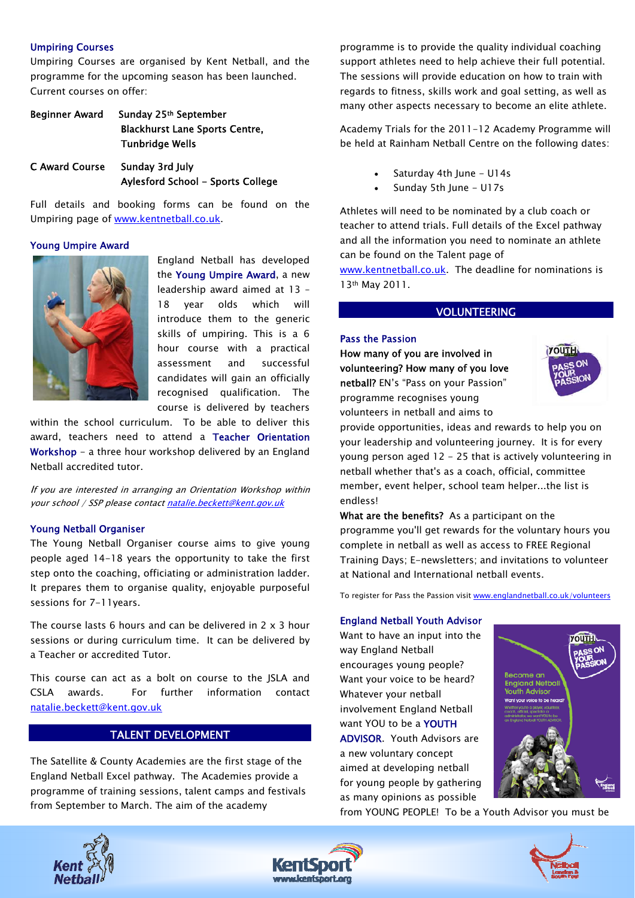### Umpiring Courses

Umpiring Courses are organised by Kent Netball, and the programme for the upcoming season has been launched. Current courses on offer:

**Beginner Award** — **Sunday 25th September, Blackhurst Lane Sports Centre, Tunbridge Wells**

**C Award Course** — **Sunday 3rd July, Aylesford School – Sports College**

Full details and booking forms can be found on the Umpiring page of www.kentnetball.co.uk.

### Young Umpire Award

England Netball has developed the **Young Umpire Award**, a new leadership award aimed at 13 – 18 year olds which will introduce them to the generic skills of umpiring. This is a 6 hour course with a practical assessment and successful candidates will gain an officially recognised qualification. The course is delivered by teachers within the school curriculum. To be able to deliver this award, teachers need to attend a **Teacher Orientation Workshop** – a three hour workshop delivered by an England Netball accredited tutor.

*If you are interested in arranging an Orientation Workshop within your school / SSP please contact natalie.beckett@kent.gov.uk*

### Young Netball Organiser

The Young Netball Organiser course aims to give young people aged 14-18 years the opportunity to take the first step onto the coaching, officiating or administration ladder. It prepares them to organise quality, enjoyable purposeful sessions for 7-11years.

The course lasts 6 hours and can be delivered in 2 x 3 hour sessions or during curriculum time. It can be delivered by a Teacher or accredited Tutor.

This course can act as a bolt on course to the JSLA and CSLA awards. For further information contact natalie.beckett@kent.gov.uk

## TALENT DEVELOPMENT

The Satellite & County Academies are the first stage of the England Netball Excel pathway. The Academies provide a programme of training sessions, talent camps and festivals from September to March. The aim of the academy programme is to provide the quality individual coaching support athletes need to help achieve their full potential. The sessions will provide education on how to train with regards to fitness, skills work and goal setting, as well as many other aspects necessary to become an elite athlete.

Academy Trials for the 2011-12 Academy Programme will be held at Rainham Netball Centre on the following dates:

- Saturday 4th June – U14s
- Sunday 5th June – U17s

Athletes will need to be nominated by a club coach or teacher to attend trials. Full details of the Excel pathway and all the information you need to nominate an athlete can be found on the Talent page of www.kentnetball.co.uk. The deadline for nominations is 13th May 2011.

## VOLUNTEERING

### Pass the Passion

**How many of you are involved in volunteering? How many of you love netball?** EN's "Pass on your Passion" programme recognises young volunteers in netball and aims to provide opportunities, ideas and rewards to help you on your leadership and volunteering journey. It is for every young person aged 12 – 25 that is actively volunteering in netball whether that's as a coach, official, committee member, event helper, school team helper...the list is endless!

**What are the benefits?** As a participant on the programme you'll get rewards for the voluntary hours you complete in netball as well as access to FREE Regional Training Days; E-newsletters; and invitations to volunteer at National and International netball events.

To register for Pass the Passion visit www.englandnetball.co.uk/volunteers

### England Netball Youth Advisor

Want to have an input into the way England Netball encourages young people? Want your voice to be heard? Whatever your netball involvement England Netball want YOU to be a **YOUTH ADVISOR**. Youth Advisors are a new voluntary concept aimed at developing netball for young people by gathering as many opinions as possible from YOUNG PEOPLE! To be a Youth Advisor you must be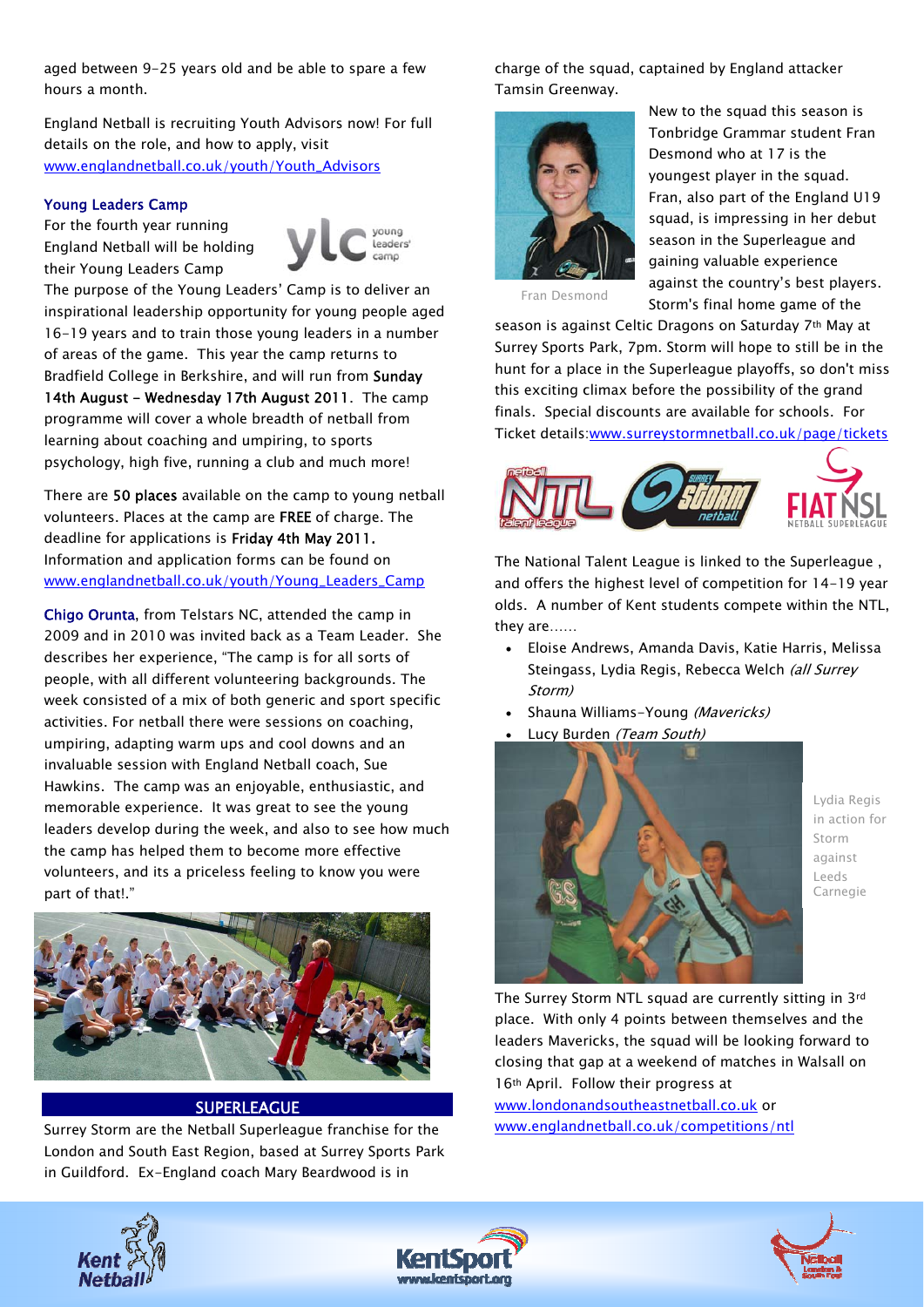aged between 9-25 years old and be able to spare a few hours a month.

England Netball is recruiting Youth Advisors now! For full details on the role, and how to apply, visit www.englandnetball.co.uk/youth/Youth_Advisors

### Young Leaders Camp

For the fourth year running England Netball will be holding their Young Leaders Camp

The purpose of the Young Leaders' Camp is to deliver an inspirational leadership opportunity for young people aged 16-19 years and to train those young leaders in a number of areas of the game. This year the camp returns to Bradfield College in Berkshire, and will run from **Sunday 14th August - Wednesday 17th August 2011**. The camp programme will cover a whole breadth of netball from learning about coaching and umpiring, to sports psychology, high five, running a club and much more!

There are **50 places** available on the camp to young netball volunteers. Places at the camp are **FREE** of charge. The deadline for applications is **Friday 4th May 2011.** Information and application forms can be found on www.englandnetball.co.uk/youth/Young_Leaders_Camp

**Chigo Orunta**, from Telstars NC, attended the camp in 2009 and in 2010 was invited back as a Team Leader. She describes her experience, "The camp is for all sorts of people, with all different volunteering backgrounds. The week consisted of a mix of both generic and sport specific activities. For netball there were sessions on coaching, umpiring, adapting warm ups and cool downs and an invaluable session with England Netball coach, Sue Hawkins. The camp was an enjoyable, enthusiastic, and memorable experience. It was great to see the young leaders develop during the week, and also to see how much the camp has helped them to become more effective volunteers, and its a priceless feeling to know you were part of that!."

## SUPERLEAGUE

Surrey Storm are the Netball Superleague franchise for the London and South East Region, based at Surrey Sports Park in Guildford. Ex-England coach Mary Beardwood is in charge of the squad, captained by England attacker Tamsin Greenway.

Fran Desmond

New to the squad this season is Tonbridge Grammar student Fran Desmond who at 17 is the youngest player in the squad. Fran, also part of the England U19 squad, is impressing in her debut season in the Superleague and gaining valuable experience against the country's best players.

Storm's final home game of the season is against Celtic Dragons on Saturday 7th May at Surrey Sports Park, 7pm. Storm will hope to still be in the hunt for a place in the Superleague playoffs, so don't miss this exciting climax before the possibility of the grand finals. Special discounts are available for schools. For Ticket details:www.surreystormnetball.co.uk/page/tickets

The National Talent League is linked to the Superleague , and offers the highest level of competition for 14-19 year olds. A number of Kent students compete within the NTL, they are……

- Eloise Andrews, Amanda Davis, Katie Harris, Melissa Steingass, Lydia Regis, Rebecca Welch *(all Surrey Storm)*
- Shauna Williams-Young *(Mavericks)*
- Lucy Burden *(Team South)*

Lydia Regis in action for Storm against Leeds Carnegie

The Surrey Storm NTL squad are currently sitting in 3rd place. With only 4 points between themselves and the leaders Mavericks, the squad will be looking forward to closing that gap at a weekend of matches in Walsall on 16th April. Follow their progress at www.londonandsoutheastnetball.co.uk or www.englandnetball.co.uk/competitions/ntl